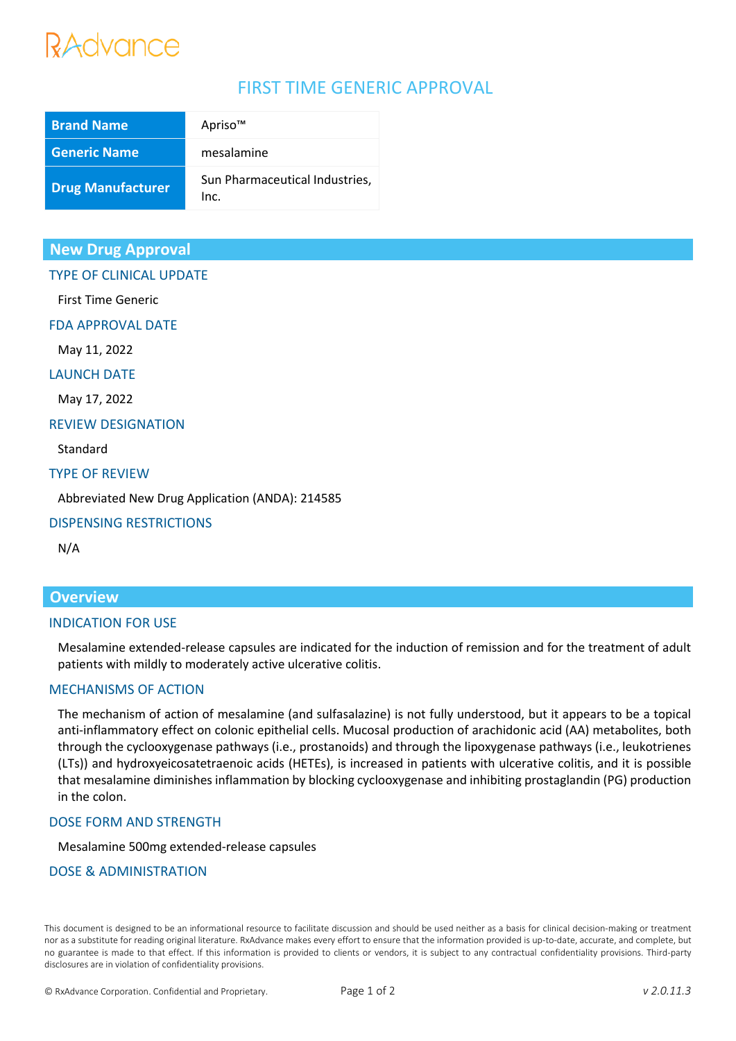# FIRST TIME GENERIC APPROVAL

| Brand Name | Apriso™ |
|---|---|
| Generic Name | mesalamine |
| Drug Manufacturer | Sun Pharmaceutical Industries, Inc. |

## New Drug Approval

### TYPE OF CLINICAL UPDATE

First Time Generic

### FDA APPROVAL DATE

May 11, 2022

### LAUNCH DATE

May 17, 2022

### REVIEW DESIGNATION

Standard

### TYPE OF REVIEW

Abbreviated New Drug Application (ANDA): 214585

### DISPENSING RESTRICTIONS

N/A

## Overview

### INDICATION FOR USE

Mesalamine extended-release capsules are indicated for the induction of remission and for the treatment of adult patients with mildly to moderately active ulcerative colitis.

### MECHANISMS OF ACTION

The mechanism of action of mesalamine (and sulfasalazine) is not fully understood, but it appears to be a topical anti-inflammatory effect on colonic epithelial cells. Mucosal production of arachidonic acid (AA) metabolites, both through the cyclooxygenase pathways (i.e., prostanoids) and through the lipoxygenase pathways (i.e., leukotrienes (LTs)) and hydroxyeicosatetraenoic acids (HETEs), is increased in patients with ulcerative colitis, and it is possible that mesalamine diminishes inflammation by blocking cyclooxygenase and inhibiting prostaglandin (PG) production in the colon.

### DOSE FORM AND STRENGTH

Mesalamine 500mg extended-release capsules

### DOSE & ADMINISTRATION

This document is designed to be an informational resource to facilitate discussion and should be used neither as a basis for clinical decision-making or treatment nor as a substitute for reading original literature. RxAdvance makes every effort to ensure that the information provided is up-to-date, accurate, and complete, but no guarantee is made to that effect. If this information is provided to clients or vendors, it is subject to any contractual confidentiality provisions. Third-party disclosures are in violation of confidentiality provisions.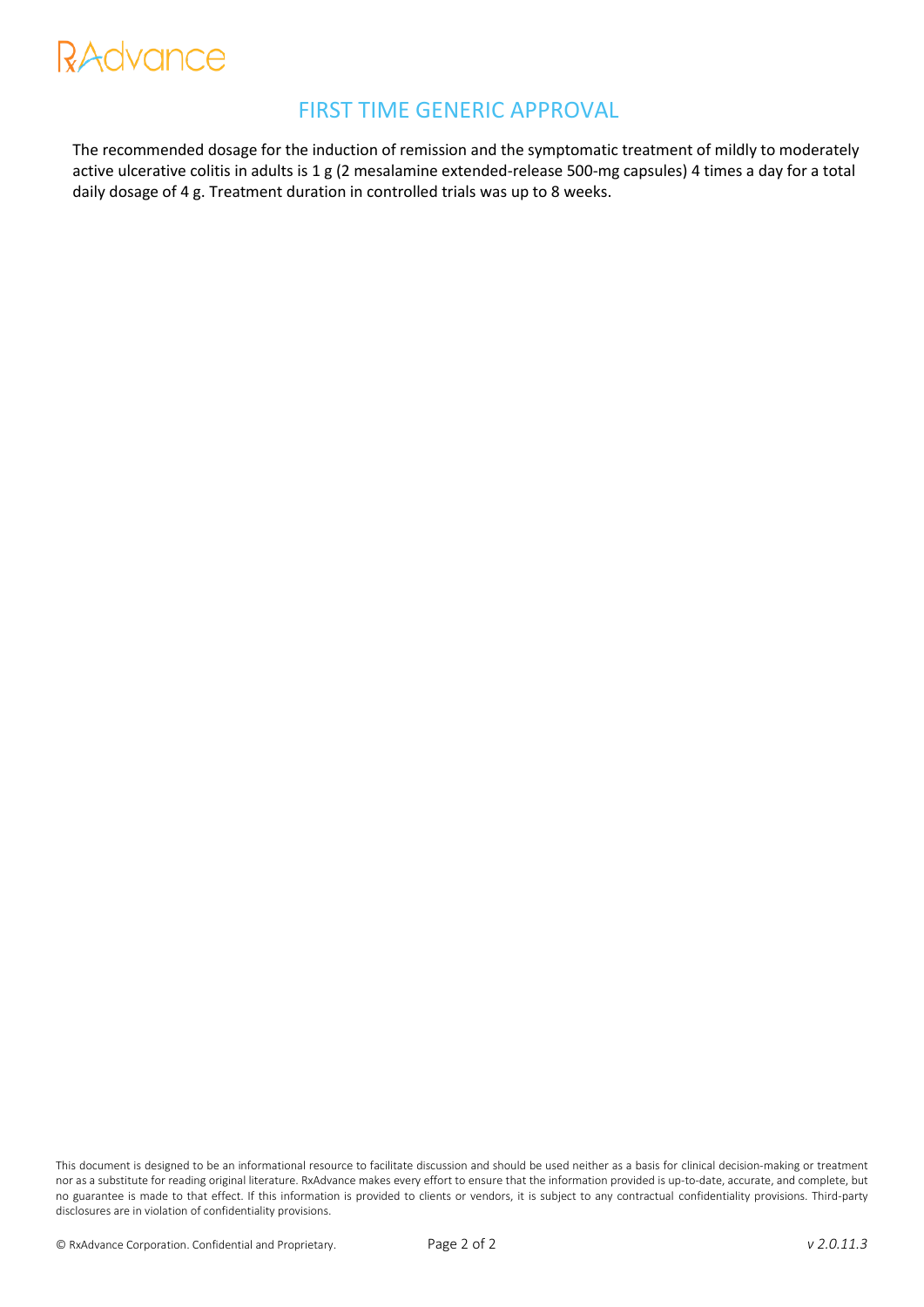## FIRST TIME GENERIC APPROVAL

The recommended dosage for the induction of remission and the symptomatic treatment of mildly to moderately active ulcerative colitis in adults is 1 g (2 mesalamine extended-release 500-mg capsules) 4 times a day for a total daily dosage of 4 g. Treatment duration in controlled trials was up to 8 weeks.

This document is designed to be an informational resource to facilitate discussion and should be used neither as a basis for clinical decision-making or treatment nor as a substitute for reading original literature. RxAdvance makes every effort to ensure that the information provided is up-to-date, accurate, and complete, but no guarantee is made to that effect. If this information is provided to clients or vendors, it is subject to any contractual confidentiality provisions. Third-party disclosures are in violation of confidentiality provisions.